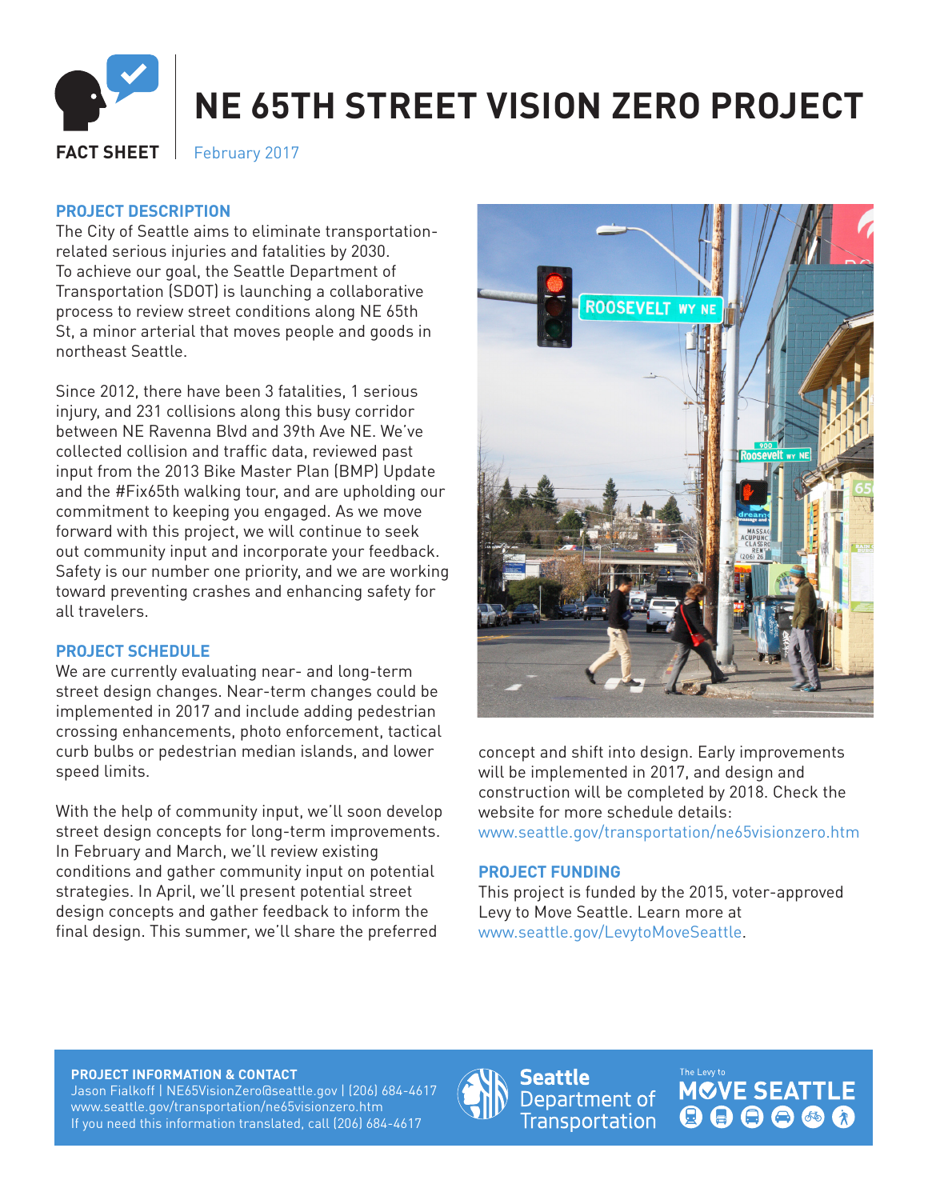# NE 65TH STREET VISION ZERO PROJECT

**FACT SHEET** | February 2017

## PROJECT DESCRIPTION

The City of Seattle aims to eliminate transportation-related serious injuries and fatalities by 2030. To achieve our goal, the Seattle Department of Transportation (SDOT) is launching a collaborative process to review street conditions along NE 65th St, a minor arterial that moves people and goods in northeast Seattle.

Since 2012, there have been 3 fatalities, 1 serious injury, and 231 collisions along this busy corridor between NE Ravenna Blvd and 39th Ave NE. We've collected collision and traffic data, reviewed past input from the 2013 Bike Master Plan (BMP) Update and the #Fix65th walking tour, and are upholding our commitment to keeping you engaged. As we move forward with this project, we will continue to seek out community input and incorporate your feedback. Safety is our number one priority, and we are working toward preventing crashes and enhancing safety for all travelers.

## PROJECT SCHEDULE

We are currently evaluating near- and long-term street design changes. Near-term changes could be implemented in 2017 and include adding pedestrian crossing enhancements, photo enforcement, tactical curb bulbs or pedestrian median islands, and lower speed limits.

With the help of community input, we'll soon develop street design concepts for long-term improvements. In February and March, we'll review existing conditions and gather community input on potential strategies. In April, we'll present potential street design concepts and gather feedback to inform the final design. This summer, we'll share the preferred concept and shift into design. Early improvements will be implemented in 2017, and design and construction will be completed by 2018. Check the website for more schedule details: www.seattle.gov/transportation/ne65visionzero.htm

## PROJECT FUNDING

This project is funded by the 2015, voter-approved Levy to Move Seattle. Learn more at www.seattle.gov/LevytoMoveSeattle.

**PROJECT INFORMATION & CONTACT**
Jason Fialkoff | NE65VisionZero@seattle.gov | (206) 684-4617
www.seattle.gov/transportation/ne65visionzero.htm
If you need this information translated, call (206) 684-4617

Seattle Department of Transportation

The Levy to MOVE SEATTLE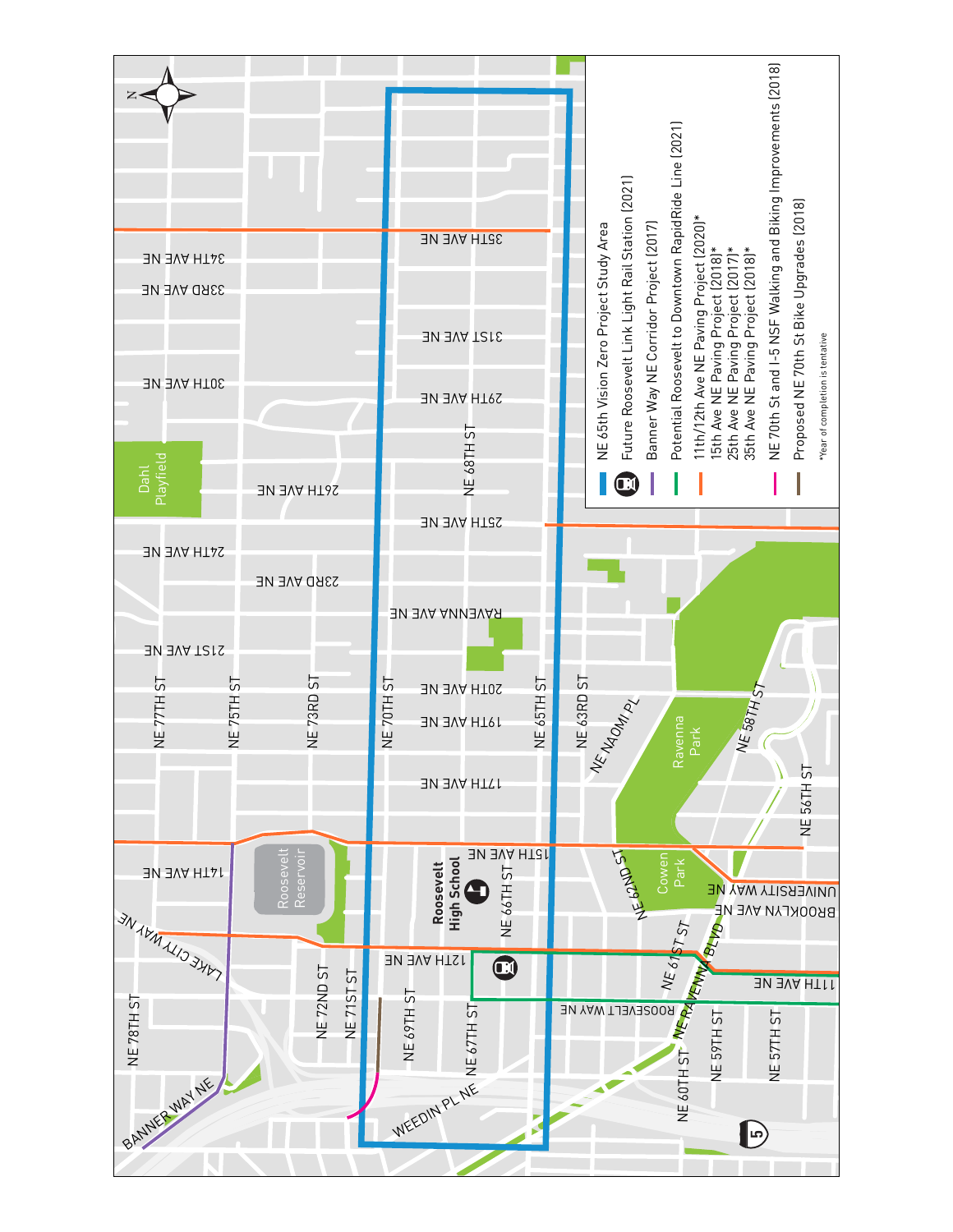NE 65th Vision Zero Project Study Area

Future Roosevelt Link Light Rail Station (2021)

Banner Way NE Corridor Project (2017)

Potential Roosevelt to Downtown RapidRide Line (2021)

11th/12th Ave NE Paving Project (2020)*
15th Ave NE Paving Project (2018)*
25th Ave NE Paving Project (2017)*
35th Ave NE Paving Project (2018)*

NE 70th St and I-5 NSF Walking and Biking Improvements (2018)

Proposed NE 70th St Bike Upgrades (2018)

*Year of completion is tentative

N

NE 78TH ST
NE 77TH ST
NE 75TH ST
NE 73RD ST
NE 72ND ST
NE 71ST ST
NE 70TH ST
NE 69TH ST
NE 68TH ST
NE 67TH ST
NE 66TH ST
NE 65TH ST
NE 63RD ST
NE 62ND ST
NE 61ST ST
NE 60TH ST
NE 59TH ST
NE 58TH ST
NE 57TH ST
NE 56TH ST
BANNER WAY NE
LAKE CITY WAY NE
WEEDIN PL NE
NE NAOMI PL
NE RAVENNA BLVD
ROOSEVELT WAY NE
11TH AVE NE
12TH AVE NE
BROOKLYN AVE NE
UNIVERSITY WAY NE
14TH AVE NE
15TH AVE NE
17TH AVE NE
19TH AVE NE
20TH AVE NE
21ST AVE NE
RAVENNA AVE NE
23RD AVE NE
24TH AVE NE
25TH AVE NE
26TH AVE NE
29TH AVE NE
30TH AVE NE
31ST AVE NE
33RD AVE NE
34TH AVE NE
35TH AVE NE
Roosevelt Reservoir
Roosevelt High School
Cowen Park
Ravenna Park
Dahl Playfield
5